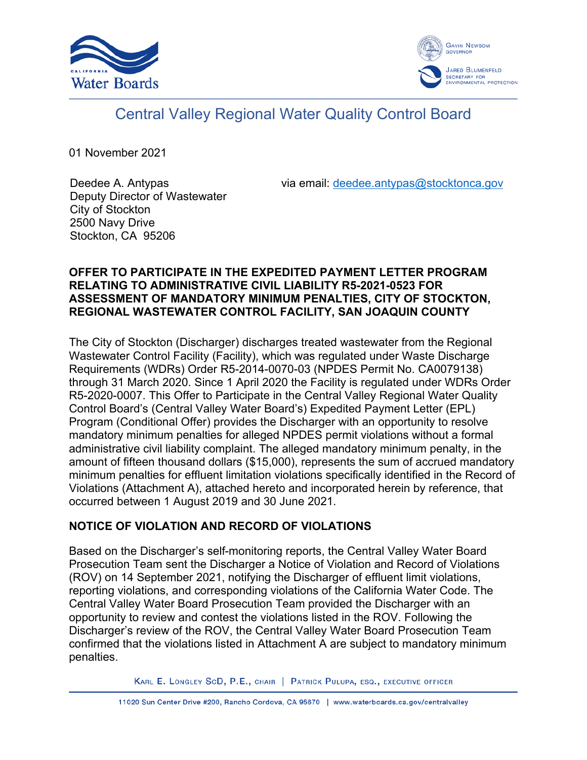California Water Boards

Gavin Newsom, Governor

Jared Blumenfeld, Secretary for Environmental Protection

# Central Valley Regional Water Quality Control Board

01 November 2021

Deedee A. Antypas
Deputy Director of Wastewater
City of Stockton
2500 Navy Drive
Stockton, CA 95206

via email: deedee.antypas@stocktonca.gov

**OFFER TO PARTICIPATE IN THE EXPEDITED PAYMENT LETTER PROGRAM RELATING TO ADMINISTRATIVE CIVIL LIABILITY R5-2021-0523 FOR ASSESSMENT OF MANDATORY MINIMUM PENALTIES, CITY OF STOCKTON, REGIONAL WASTEWATER CONTROL FACILITY, SAN JOAQUIN COUNTY**

The City of Stockton (Discharger) discharges treated wastewater from the Regional Wastewater Control Facility (Facility), which was regulated under Waste Discharge Requirements (WDRs) Order R5-2014-0070-03 (NPDES Permit No. CA0079138) through 31 March 2020. Since 1 April 2020 the Facility is regulated under WDRs Order R5-2020-0007. This Offer to Participate in the Central Valley Regional Water Quality Control Board's (Central Valley Water Board's) Expedited Payment Letter (EPL) Program (Conditional Offer) provides the Discharger with an opportunity to resolve mandatory minimum penalties for alleged NPDES permit violations without a formal administrative civil liability complaint. The alleged mandatory minimum penalty, in the amount of fifteen thousand dollars ($15,000), represents the sum of accrued mandatory minimum penalties for effluent limitation violations specifically identified in the Record of Violations (Attachment A), attached hereto and incorporated herein by reference, that occurred between 1 August 2019 and 30 June 2021.

## NOTICE OF VIOLATION AND RECORD OF VIOLATIONS

Based on the Discharger's self-monitoring reports, the Central Valley Water Board Prosecution Team sent the Discharger a Notice of Violation and Record of Violations (ROV) on 14 September 2021, notifying the Discharger of effluent limit violations, reporting violations, and corresponding violations of the California Water Code. The Central Valley Water Board Prosecution Team provided the Discharger with an opportunity to review and contest the violations listed in the ROV. Following the Discharger's review of the ROV, the Central Valley Water Board Prosecution Team confirmed that the violations listed in Attachment A are subject to mandatory minimum penalties.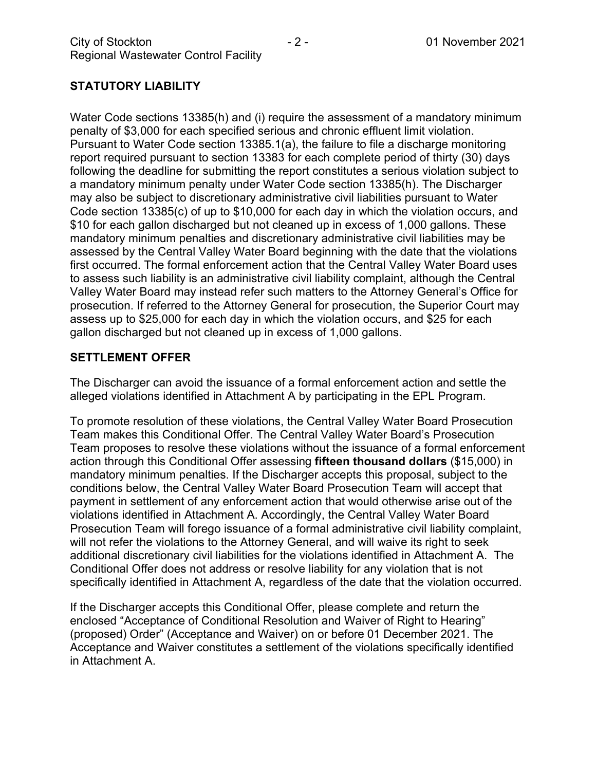## STATUTORY LIABILITY

Water Code sections 13385(h) and (i) require the assessment of a mandatory minimum penalty of $3,000 for each specified serious and chronic effluent limit violation. Pursuant to Water Code section 13385.1(a), the failure to file a discharge monitoring report required pursuant to section 13383 for each complete period of thirty (30) days following the deadline for submitting the report constitutes a serious violation subject to a mandatory minimum penalty under Water Code section 13385(h). The Discharger may also be subject to discretionary administrative civil liabilities pursuant to Water Code section 13385(c) of up to $10,000 for each day in which the violation occurs, and $10 for each gallon discharged but not cleaned up in excess of 1,000 gallons. These mandatory minimum penalties and discretionary administrative civil liabilities may be assessed by the Central Valley Water Board beginning with the date that the violations first occurred. The formal enforcement action that the Central Valley Water Board uses to assess such liability is an administrative civil liability complaint, although the Central Valley Water Board may instead refer such matters to the Attorney General's Office for prosecution. If referred to the Attorney General for prosecution, the Superior Court may assess up to $25,000 for each day in which the violation occurs, and $25 for each gallon discharged but not cleaned up in excess of 1,000 gallons.

## SETTLEMENT OFFER

The Discharger can avoid the issuance of a formal enforcement action and settle the alleged violations identified in Attachment A by participating in the EPL Program.

To promote resolution of these violations, the Central Valley Water Board Prosecution Team makes this Conditional Offer. The Central Valley Water Board's Prosecution Team proposes to resolve these violations without the issuance of a formal enforcement action through this Conditional Offer assessing **fifteen thousand dollars** ($15,000) in mandatory minimum penalties. If the Discharger accepts this proposal, subject to the conditions below, the Central Valley Water Board Prosecution Team will accept that payment in settlement of any enforcement action that would otherwise arise out of the violations identified in Attachment A. Accordingly, the Central Valley Water Board Prosecution Team will forego issuance of a formal administrative civil liability complaint, will not refer the violations to the Attorney General, and will waive its right to seek additional discretionary civil liabilities for the violations identified in Attachment A. The Conditional Offer does not address or resolve liability for any violation that is not specifically identified in Attachment A, regardless of the date that the violation occurred.

If the Discharger accepts this Conditional Offer, please complete and return the enclosed "Acceptance of Conditional Resolution and Waiver of Right to Hearing" (proposed) Order" (Acceptance and Waiver) on or before 01 December 2021. The Acceptance and Waiver constitutes a settlement of the violations specifically identified in Attachment A.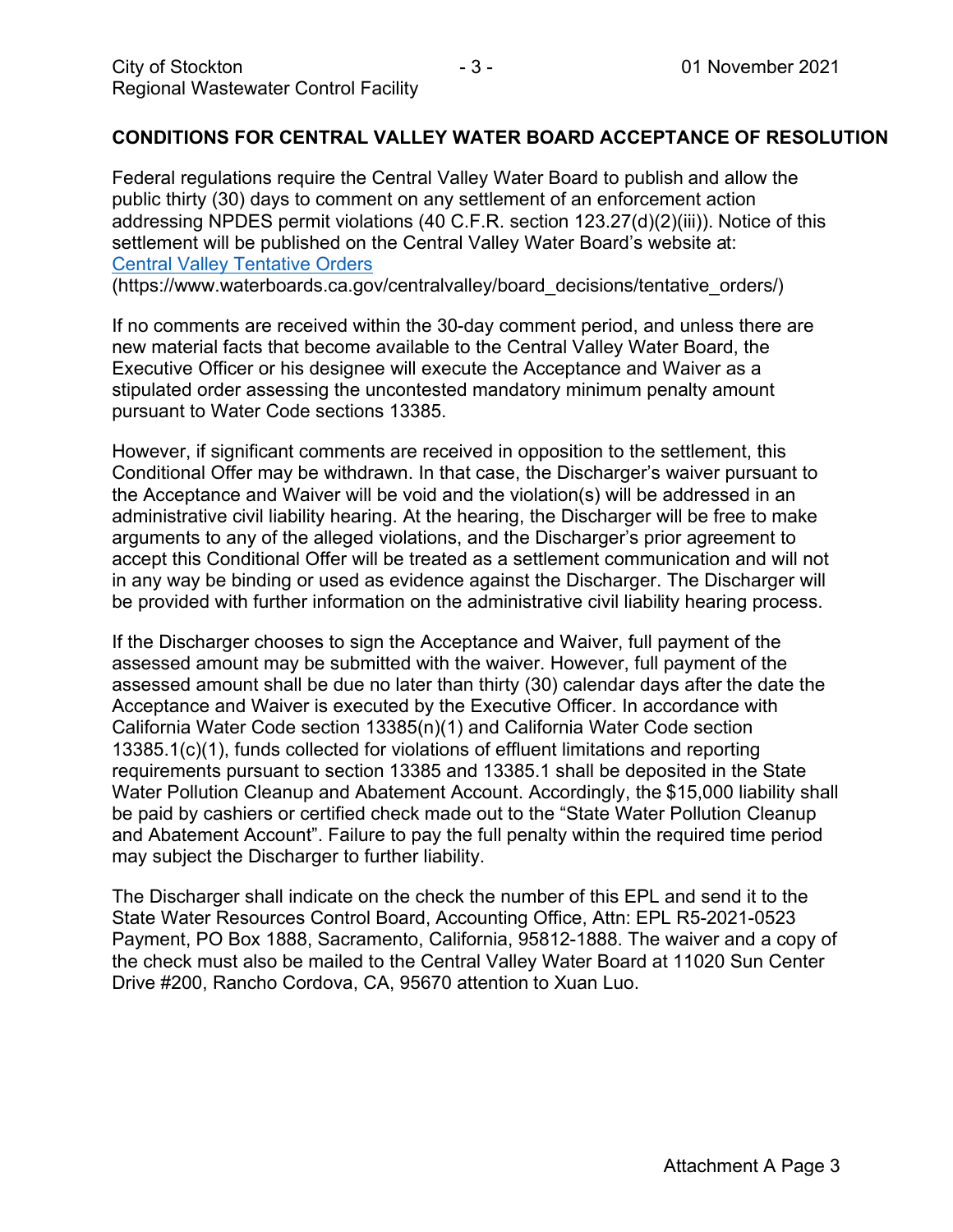## CONDITIONS FOR CENTRAL VALLEY WATER BOARD ACCEPTANCE OF RESOLUTION

Federal regulations require the Central Valley Water Board to publish and allow the public thirty (30) days to comment on any settlement of an enforcement action addressing NPDES permit violations (40 C.F.R. section 123.27(d)(2)(iii)). Notice of this settlement will be published on the Central Valley Water Board's website at: [Central Valley Tentative Orders](https://www.waterboards.ca.gov/centralvalley/board_decisions/tentative_orders/)
(https://www.waterboards.ca.gov/centralvalley/board_decisions/tentative_orders/)

If no comments are received within the 30-day comment period, and unless there are new material facts that become available to the Central Valley Water Board, the Executive Officer or his designee will execute the Acceptance and Waiver as a stipulated order assessing the uncontested mandatory minimum penalty amount pursuant to Water Code sections 13385.

However, if significant comments are received in opposition to the settlement, this Conditional Offer may be withdrawn. In that case, the Discharger's waiver pursuant to the Acceptance and Waiver will be void and the violation(s) will be addressed in an administrative civil liability hearing. At the hearing, the Discharger will be free to make arguments to any of the alleged violations, and the Discharger's prior agreement to accept this Conditional Offer will be treated as a settlement communication and will not in any way be binding or used as evidence against the Discharger. The Discharger will be provided with further information on the administrative civil liability hearing process.

If the Discharger chooses to sign the Acceptance and Waiver, full payment of the assessed amount may be submitted with the waiver. However, full payment of the assessed amount shall be due no later than thirty (30) calendar days after the date the Acceptance and Waiver is executed by the Executive Officer. In accordance with California Water Code section 13385(n)(1) and California Water Code section 13385.1(c)(1), funds collected for violations of effluent limitations and reporting requirements pursuant to section 13385 and 13385.1 shall be deposited in the State Water Pollution Cleanup and Abatement Account. Accordingly, the $15,000 liability shall be paid by cashiers or certified check made out to the "State Water Pollution Cleanup and Abatement Account". Failure to pay the full penalty within the required time period may subject the Discharger to further liability.

The Discharger shall indicate on the check the number of this EPL and send it to the State Water Resources Control Board, Accounting Office, Attn: EPL R5-2021-0523 Payment, PO Box 1888, Sacramento, California, 95812-1888. The waiver and a copy of the check must also be mailed to the Central Valley Water Board at 11020 Sun Center Drive #200, Rancho Cordova, CA, 95670 attention to Xuan Luo.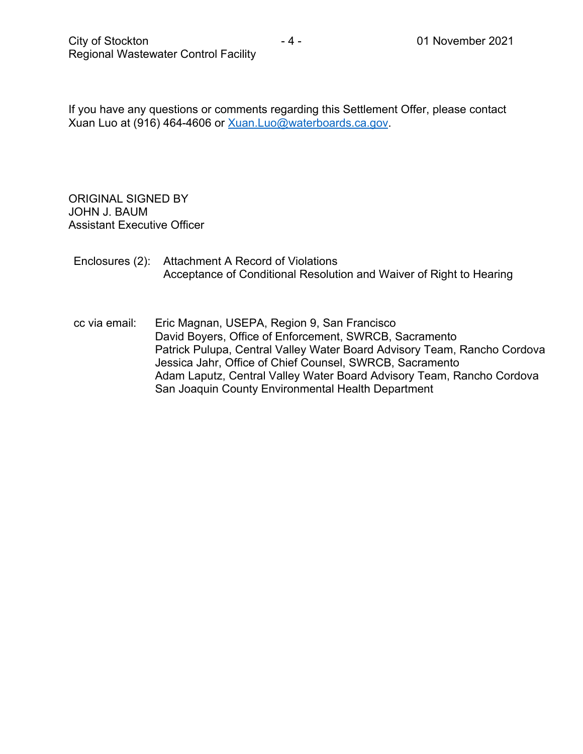If you have any questions or comments regarding this Settlement Offer, please contact Xuan Luo at (916) 464-4606 or [Xuan.Luo@waterboards.ca.gov](mailto:Xuan.Luo@waterboards.ca.gov).

ORIGINAL SIGNED BY
JOHN J. BAUM
Assistant Executive Officer

Enclosures (2): Attachment A Record of Violations
Acceptance of Conditional Resolution and Waiver of Right to Hearing

cc via email: Eric Magnan, USEPA, Region 9, San Francisco
David Boyers, Office of Enforcement, SWRCB, Sacramento
Patrick Pulupa, Central Valley Water Board Advisory Team, Rancho Cordova
Jessica Jahr, Office of Chief Counsel, SWRCB, Sacramento
Adam Laputz, Central Valley Water Board Advisory Team, Rancho Cordova
San Joaquin County Environmental Health Department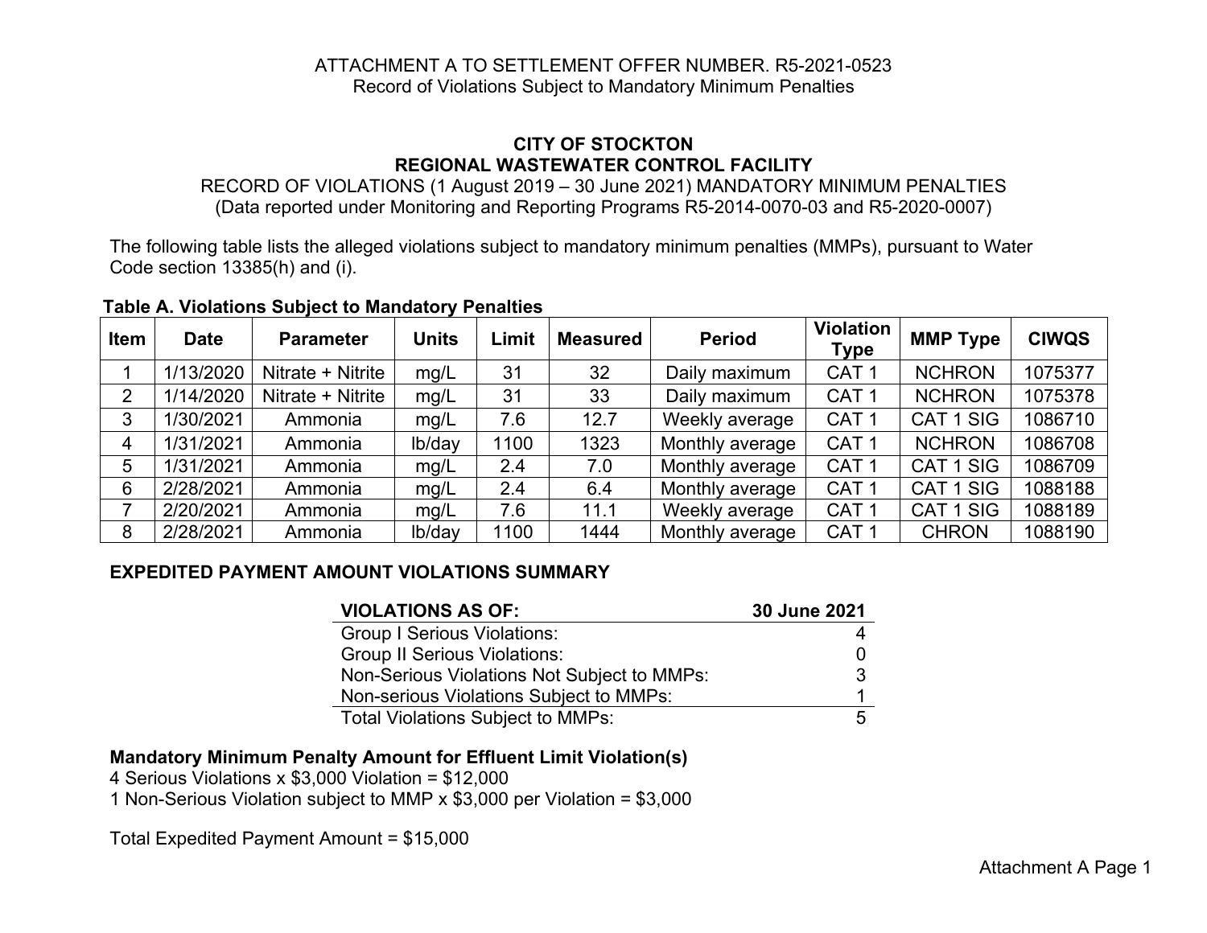ATTACHMENT A TO SETTLEMENT OFFER NUMBER. R5-2021-0523
Record of Violations Subject to Mandatory Minimum Penalties

**CITY OF STOCKTON**
**REGIONAL WASTEWATER CONTROL FACILITY**
RECORD OF VIOLATIONS (1 August 2019 – 30 June 2021) MANDATORY MINIMUM PENALTIES
(Data reported under Monitoring and Reporting Programs R5-2014-0070-03 and R5-2020-0007)

The following table lists the alleged violations subject to mandatory minimum penalties (MMPs), pursuant to Water Code section 13385(h) and (i).

**Table A. Violations Subject to Mandatory Penalties**

| Item | Date | Parameter | Units | Limit | Measured | Period | Violation Type | MMP Type | CIWQS |
|---|---|---|---|---|---|---|---|---|---|
| 1 | 1/13/2020 | Nitrate + Nitrite | mg/L | 31 | 32 | Daily maximum | CAT 1 | NCHRON | 1075377 |
| 2 | 1/14/2020 | Nitrate + Nitrite | mg/L | 31 | 33 | Daily maximum | CAT 1 | NCHRON | 1075378 |
| 3 | 1/30/2021 | Ammonia | mg/L | 7.6 | 12.7 | Weekly average | CAT 1 | CAT 1 SIG | 1086710 |
| 4 | 1/31/2021 | Ammonia | lb/day | 1100 | 1323 | Monthly average | CAT 1 | NCHRON | 1086708 |
| 5 | 1/31/2021 | Ammonia | mg/L | 2.4 | 7.0 | Monthly average | CAT 1 | CAT 1 SIG | 1086709 |
| 6 | 2/28/2021 | Ammonia | mg/L | 2.4 | 6.4 | Monthly average | CAT 1 | CAT 1 SIG | 1088188 |
| 7 | 2/20/2021 | Ammonia | mg/L | 7.6 | 11.1 | Weekly average | CAT 1 | CAT 1 SIG | 1088189 |
| 8 | 2/28/2021 | Ammonia | lb/day | 1100 | 1444 | Monthly average | CAT 1 | CHRON | 1088190 |

**EXPEDITED PAYMENT AMOUNT VIOLATIONS SUMMARY**

| VIOLATIONS AS OF: | 30 June 2021 |
|---|---|
| Group I Serious Violations: | 4 |
| Group II Serious Violations: | 0 |
| Non-Serious Violations Not Subject to MMPs: | 3 |
| Non-serious Violations Subject to MMPs: | 1 |
| Total Violations Subject to MMPs: | 5 |

**Mandatory Minimum Penalty Amount for Effluent Limit Violation(s)**
4 Serious Violations x $3,000 Violation = $12,000
1 Non-Serious Violation subject to MMP x $3,000 per Violation = $3,000

Total Expedited Payment Amount = $15,000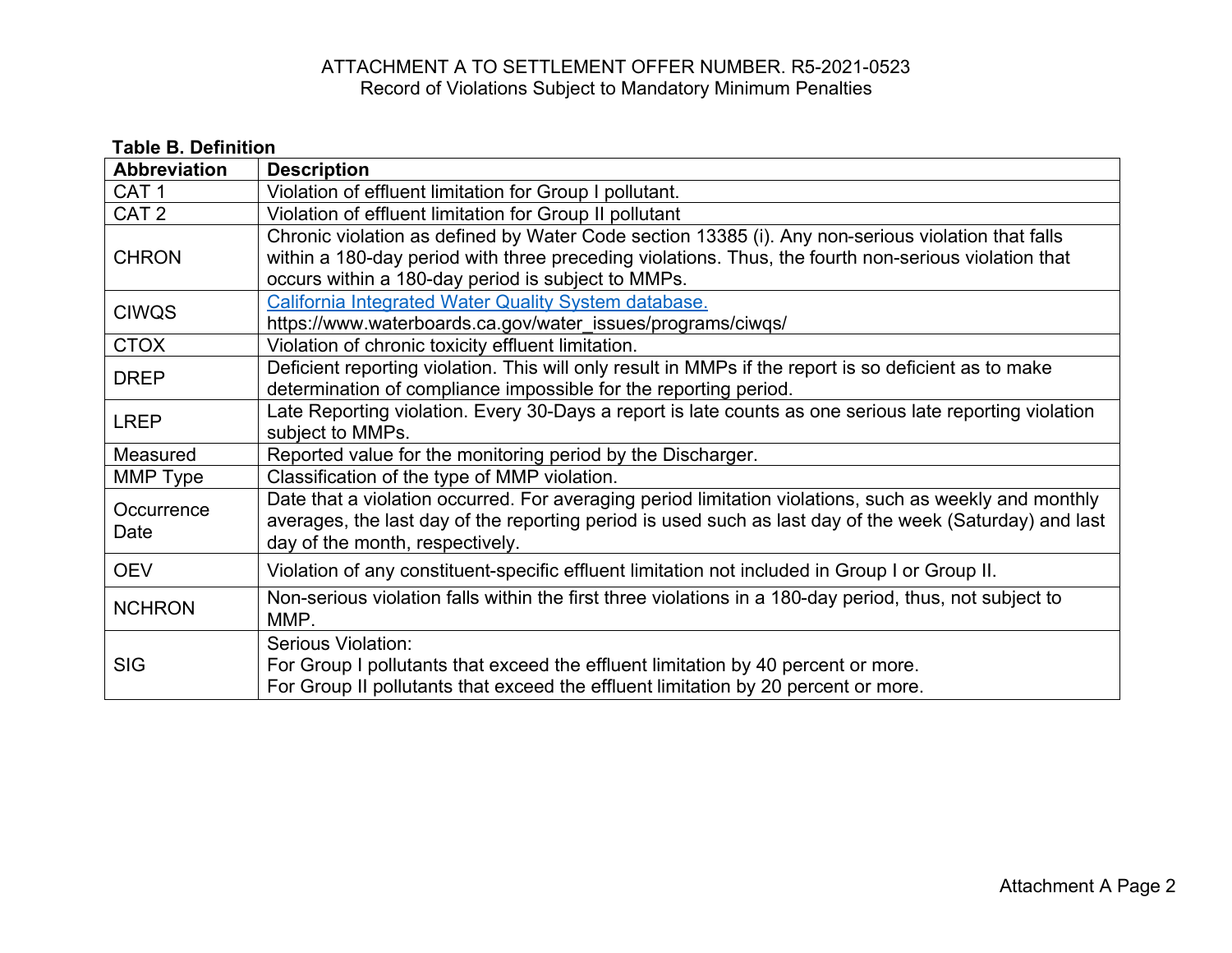ATTACHMENT A TO SETTLEMENT OFFER NUMBER. R5-2021-0523
Record of Violations Subject to Mandatory Minimum Penalties

**Table B. Definition**

| Abbreviation | Description |
|---|---|
| CAT 1 | Violation of effluent limitation for Group I pollutant. |
| CAT 2 | Violation of effluent limitation for Group II pollutant |
| CHRON | Chronic violation as defined by Water Code section 13385 (i). Any non-serious violation that falls within a 180-day period with three preceding violations. Thus, the fourth non-serious violation that occurs within a 180-day period is subject to MMPs. |
| CIWQS | [California Integrated Water Quality System database.](https://www.waterboards.ca.gov/water_issues/programs/ciwqs/) https://www.waterboards.ca.gov/water_issues/programs/ciwqs/ |
| CTOX | Violation of chronic toxicity effluent limitation. |
| DREP | Deficient reporting violation. This will only result in MMPs if the report is so deficient as to make determination of compliance impossible for the reporting period. |
| LREP | Late Reporting violation. Every 30-Days a report is late counts as one serious late reporting violation subject to MMPs. |
| Measured | Reported value for the monitoring period by the Discharger. |
| MMP Type | Classification of the type of MMP violation. |
| Occurrence Date | Date that a violation occurred. For averaging period limitation violations, such as weekly and monthly averages, the last day of the reporting period is used such as last day of the week (Saturday) and last day of the month, respectively. |
| OEV | Violation of any constituent-specific effluent limitation not included in Group I or Group II. |
| NCHRON | Non-serious violation falls within the first three violations in a 180-day period, thus, not subject to MMP. |
| SIG | Serious Violation: For Group I pollutants that exceed the effluent limitation by 40 percent or more. For Group II pollutants that exceed the effluent limitation by 20 percent or more. |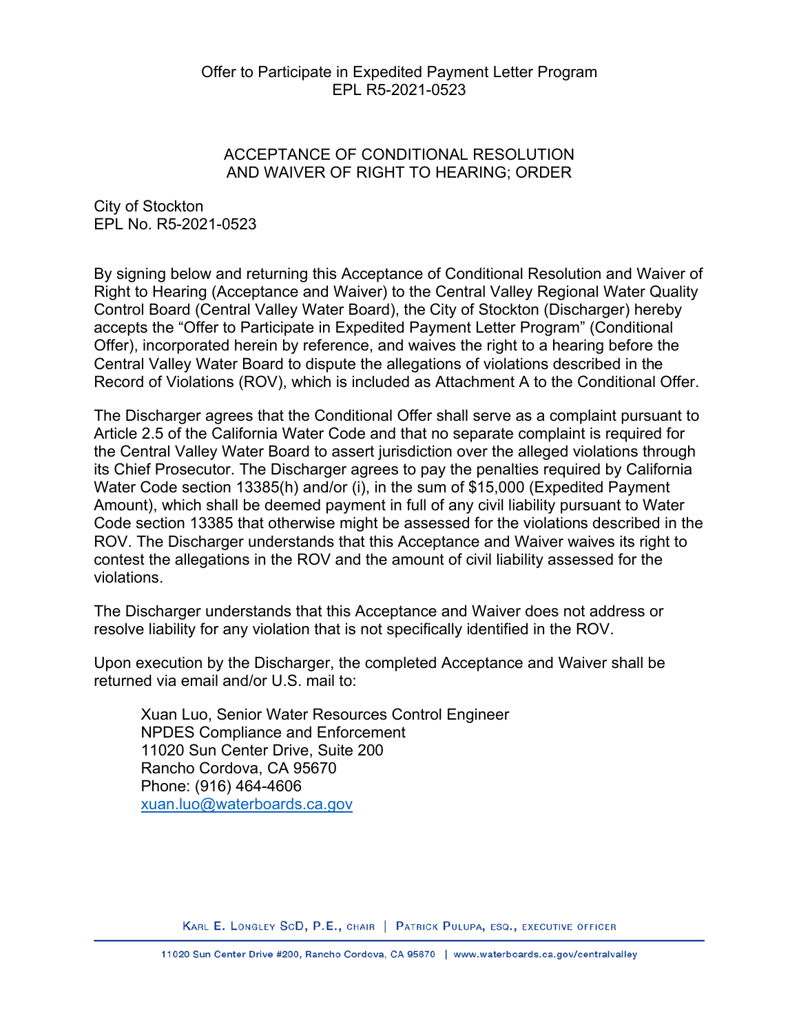Offer to Participate in Expedited Payment Letter Program
EPL R5-2021-0523

## ACCEPTANCE OF CONDITIONAL RESOLUTION AND WAIVER OF RIGHT TO HEARING; ORDER

City of Stockton
EPL No. R5-2021-0523

By signing below and returning this Acceptance of Conditional Resolution and Waiver of Right to Hearing (Acceptance and Waiver) to the Central Valley Regional Water Quality Control Board (Central Valley Water Board), the City of Stockton (Discharger) hereby accepts the "Offer to Participate in Expedited Payment Letter Program" (Conditional Offer), incorporated herein by reference, and waives the right to a hearing before the Central Valley Water Board to dispute the allegations of violations described in the Record of Violations (ROV), which is included as Attachment A to the Conditional Offer.

The Discharger agrees that the Conditional Offer shall serve as a complaint pursuant to Article 2.5 of the California Water Code and that no separate complaint is required for the Central Valley Water Board to assert jurisdiction over the alleged violations through its Chief Prosecutor. The Discharger agrees to pay the penalties required by California Water Code section 13385(h) and/or (i), in the sum of $15,000 (Expedited Payment Amount), which shall be deemed payment in full of any civil liability pursuant to Water Code section 13385 that otherwise might be assessed for the violations described in the ROV. The Discharger understands that this Acceptance and Waiver waives its right to contest the allegations in the ROV and the amount of civil liability assessed for the violations.

The Discharger understands that this Acceptance and Waiver does not address or resolve liability for any violation that is not specifically identified in the ROV.

Upon execution by the Discharger, the completed Acceptance and Waiver shall be returned via email and/or U.S. mail to:

Xuan Luo, Senior Water Resources Control Engineer
NPDES Compliance and Enforcement
11020 Sun Center Drive, Suite 200
Rancho Cordova, CA 95670
Phone: (916) 464-4606
xuan.luo@waterboards.ca.gov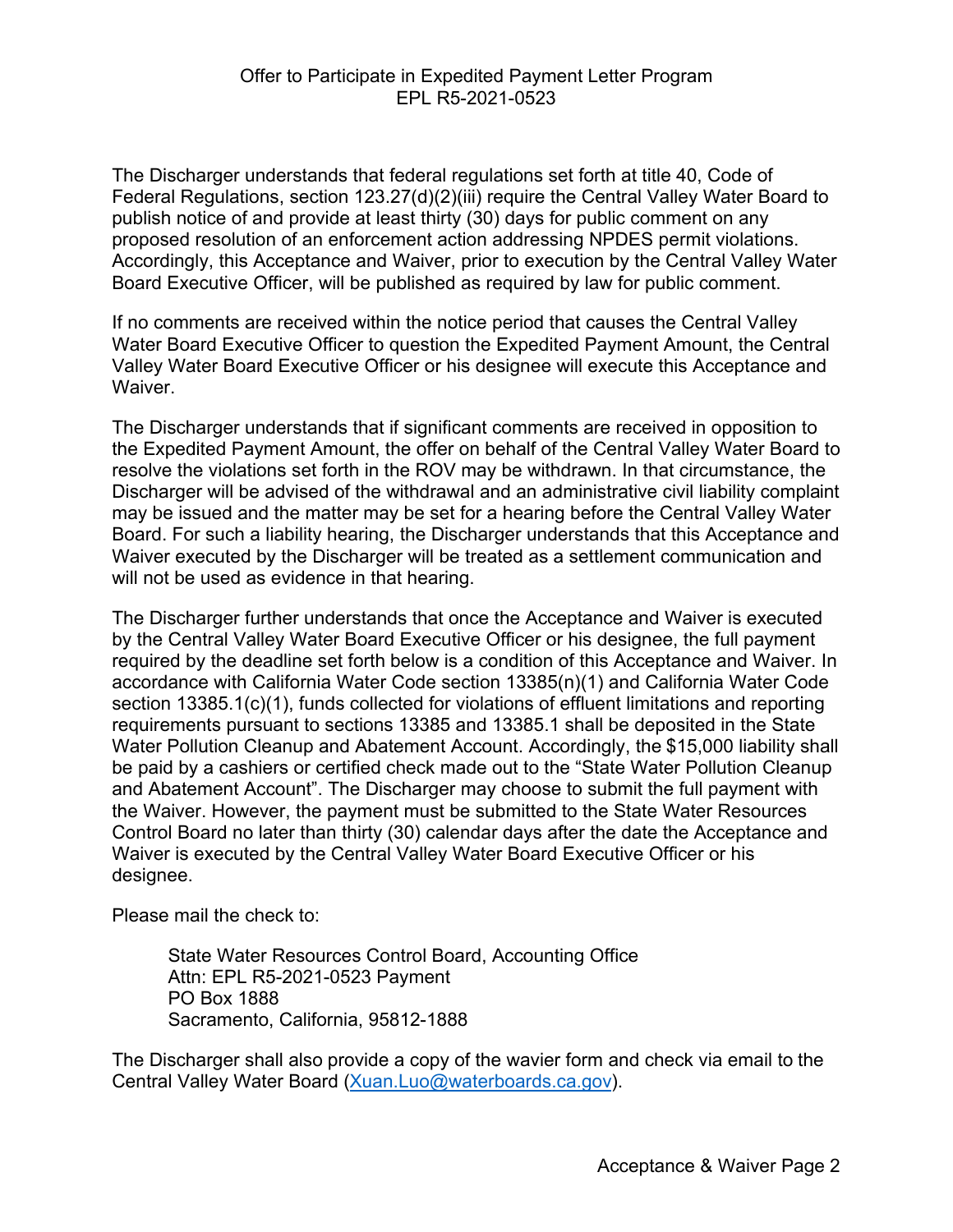Offer to Participate in Expedited Payment Letter Program
EPL R5-2021-0523

The Discharger understands that federal regulations set forth at title 40, Code of Federal Regulations, section 123.27(d)(2)(iii) require the Central Valley Water Board to publish notice of and provide at least thirty (30) days for public comment on any proposed resolution of an enforcement action addressing NPDES permit violations. Accordingly, this Acceptance and Waiver, prior to execution by the Central Valley Water Board Executive Officer, will be published as required by law for public comment.

If no comments are received within the notice period that causes the Central Valley Water Board Executive Officer to question the Expedited Payment Amount, the Central Valley Water Board Executive Officer or his designee will execute this Acceptance and Waiver.

The Discharger understands that if significant comments are received in opposition to the Expedited Payment Amount, the offer on behalf of the Central Valley Water Board to resolve the violations set forth in the ROV may be withdrawn. In that circumstance, the Discharger will be advised of the withdrawal and an administrative civil liability complaint may be issued and the matter may be set for a hearing before the Central Valley Water Board. For such a liability hearing, the Discharger understands that this Acceptance and Waiver executed by the Discharger will be treated as a settlement communication and will not be used as evidence in that hearing.

The Discharger further understands that once the Acceptance and Waiver is executed by the Central Valley Water Board Executive Officer or his designee, the full payment required by the deadline set forth below is a condition of this Acceptance and Waiver. In accordance with California Water Code section 13385(n)(1) and California Water Code section 13385.1(c)(1), funds collected for violations of effluent limitations and reporting requirements pursuant to sections 13385 and 13385.1 shall be deposited in the State Water Pollution Cleanup and Abatement Account. Accordingly, the $15,000 liability shall be paid by a cashiers or certified check made out to the "State Water Pollution Cleanup and Abatement Account". The Discharger may choose to submit the full payment with the Waiver. However, the payment must be submitted to the State Water Resources Control Board no later than thirty (30) calendar days after the date the Acceptance and Waiver is executed by the Central Valley Water Board Executive Officer or his designee.

Please mail the check to:

> State Water Resources Control Board, Accounting Office
> Attn: EPL R5-2021-0523 Payment
> PO Box 1888
> Sacramento, California, 95812-1888

The Discharger shall also provide a copy of the wavier form and check via email to the Central Valley Water Board (Xuan.Luo@waterboards.ca.gov).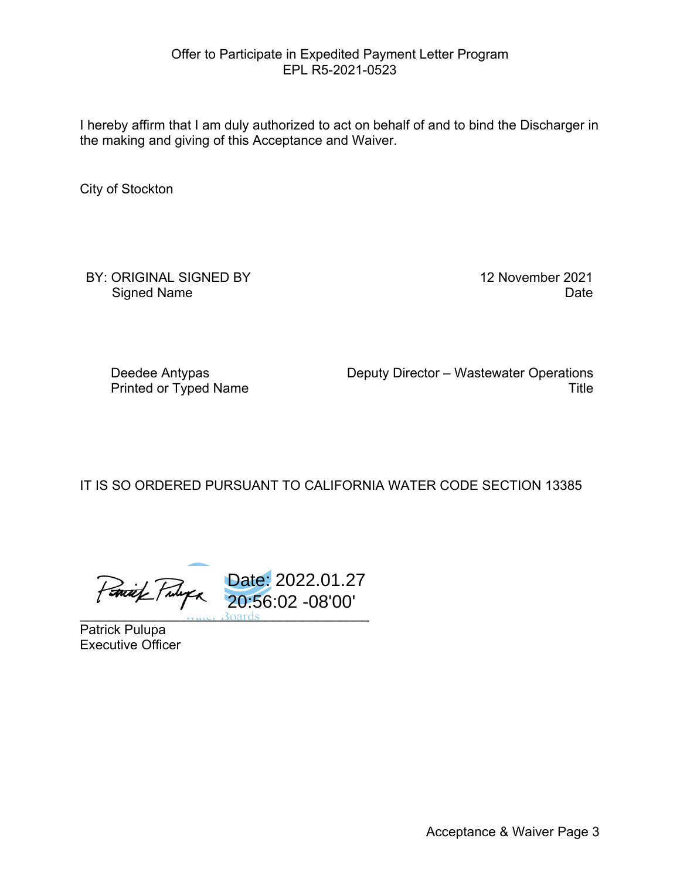Offer to Participate in Expedited Payment Letter Program
EPL R5-2021-0523

I hereby affirm that I am duly authorized to act on behalf of and to bind the Discharger in the making and giving of this Acceptance and Waiver.

City of Stockton

BY: ORIGINAL SIGNED BY
Signed Name

12 November 2021
Date

Deedee Antypas
Printed or Typed Name

Deputy Director – Wastewater Operations
Title

IT IS SO ORDERED PURSUANT TO CALIFORNIA WATER CODE SECTION 13385

Date: 2022.01.27 20:56:02 -08'00'

Patrick Pulupa
Executive Officer